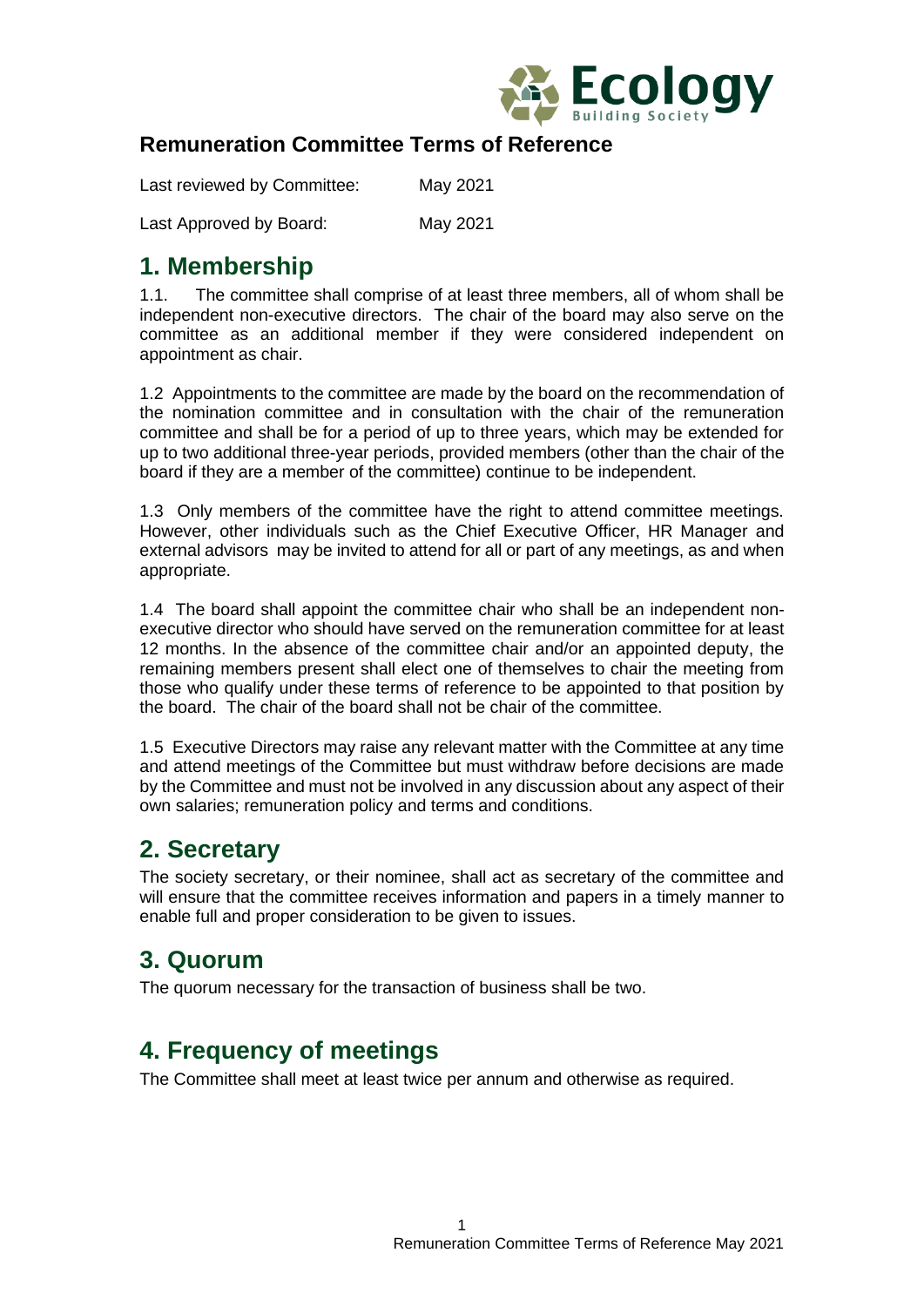Ecology Building Society

## Remuneration Committee Terms of Reference

Last reviewed by Committee: May 2021

Last Approved by Board: May 2021

# 1. Membership

1.1. The committee shall comprise of at least three members, all of whom shall be independent non-executive directors. The chair of the board may also serve on the committee as an additional member if they were considered independent on appointment as chair.

1.2 Appointments to the committee are made by the board on the recommendation of the nomination committee and in consultation with the chair of the remuneration committee and shall be for a period of up to three years, which may be extended for up to two additional three-year periods, provided members (other than the chair of the board if they are a member of the committee) continue to be independent.

1.3 Only members of the committee have the right to attend committee meetings. However, other individuals such as the Chief Executive Officer, HR Manager and external advisors may be invited to attend for all or part of any meetings, as and when appropriate.

1.4 The board shall appoint the committee chair who shall be an independent non-executive director who should have served on the remuneration committee for at least 12 months. In the absence of the committee chair and/or an appointed deputy, the remaining members present shall elect one of themselves to chair the meeting from those who qualify under these terms of reference to be appointed to that position by the board. The chair of the board shall not be chair of the committee.

1.5 Executive Directors may raise any relevant matter with the Committee at any time and attend meetings of the Committee but must withdraw before decisions are made by the Committee and must not be involved in any discussion about any aspect of their own salaries; remuneration policy and terms and conditions.

# 2. Secretary

The society secretary, or their nominee, shall act as secretary of the committee and will ensure that the committee receives information and papers in a timely manner to enable full and proper consideration to be given to issues.

# 3. Quorum

The quorum necessary for the transaction of business shall be two.

# 4. Frequency of meetings

The Committee shall meet at least twice per annum and otherwise as required.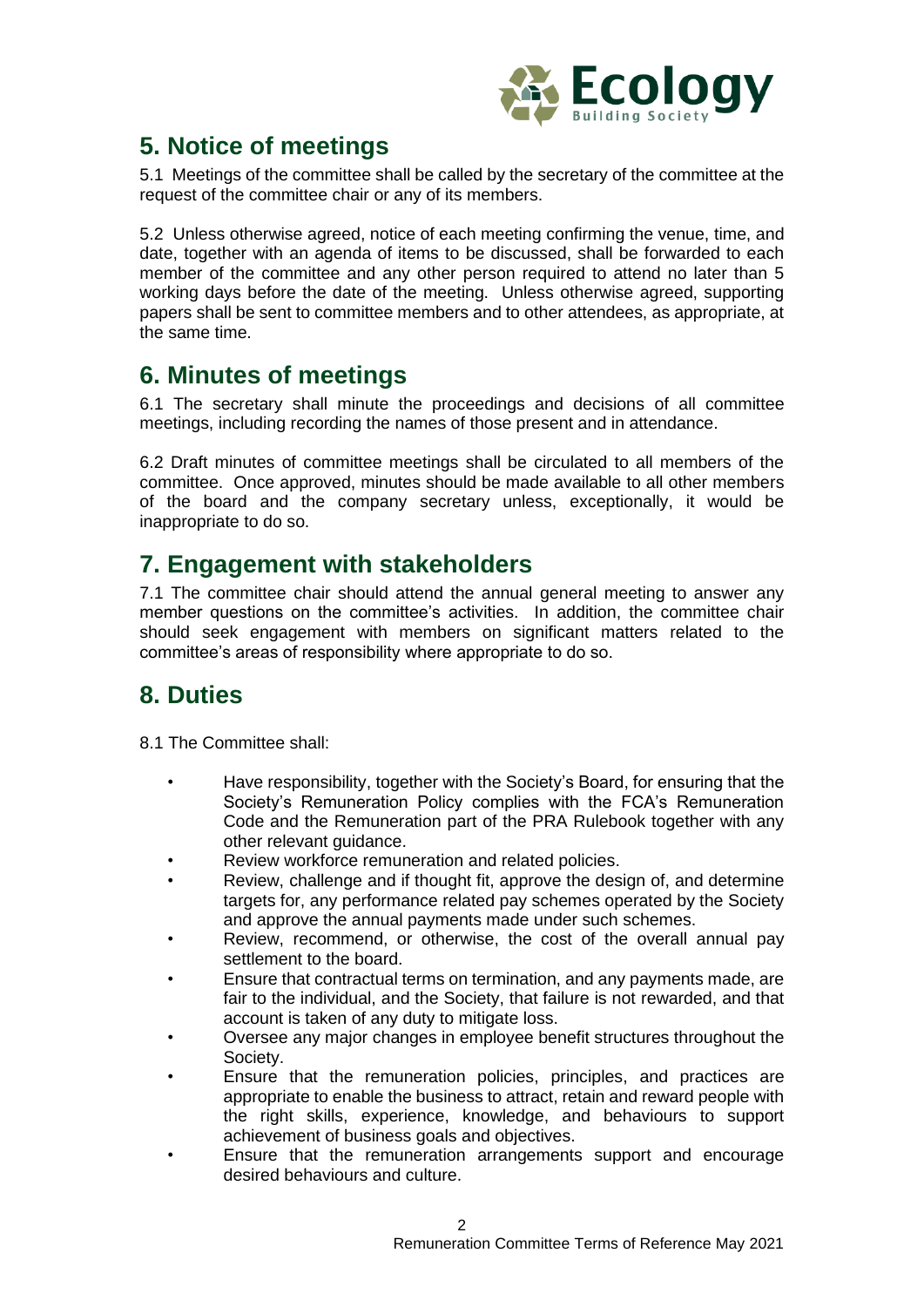## 5. Notice of meetings

5.1 Meetings of the committee shall be called by the secretary of the committee at the request of the committee chair or any of its members.

5.2 Unless otherwise agreed, notice of each meeting confirming the venue, time, and date, together with an agenda of items to be discussed, shall be forwarded to each member of the committee and any other person required to attend no later than 5 working days before the date of the meeting. Unless otherwise agreed, supporting papers shall be sent to committee members and to other attendees, as appropriate, at the same time.

## 6. Minutes of meetings

6.1 The secretary shall minute the proceedings and decisions of all committee meetings, including recording the names of those present and in attendance.

6.2 Draft minutes of committee meetings shall be circulated to all members of the committee. Once approved, minutes should be made available to all other members of the board and the company secretary unless, exceptionally, it would be inappropriate to do so.

## 7. Engagement with stakeholders

7.1 The committee chair should attend the annual general meeting to answer any member questions on the committee's activities. In addition, the committee chair should seek engagement with members on significant matters related to the committee's areas of responsibility where appropriate to do so.

## 8. Duties

8.1 The Committee shall:

- Have responsibility, together with the Society's Board, for ensuring that the Society's Remuneration Policy complies with the FCA's Remuneration Code and the Remuneration part of the PRA Rulebook together with any other relevant guidance.
- Review workforce remuneration and related policies.
- Review, challenge and if thought fit, approve the design of, and determine targets for, any performance related pay schemes operated by the Society and approve the annual payments made under such schemes.
- Review, recommend, or otherwise, the cost of the overall annual pay settlement to the board.
- Ensure that contractual terms on termination, and any payments made, are fair to the individual, and the Society, that failure is not rewarded, and that account is taken of any duty to mitigate loss.
- Oversee any major changes in employee benefit structures throughout the Society.
- Ensure that the remuneration policies, principles, and practices are appropriate to enable the business to attract, retain and reward people with the right skills, experience, knowledge, and behaviours to support achievement of business goals and objectives.
- Ensure that the remuneration arrangements support and encourage desired behaviours and culture.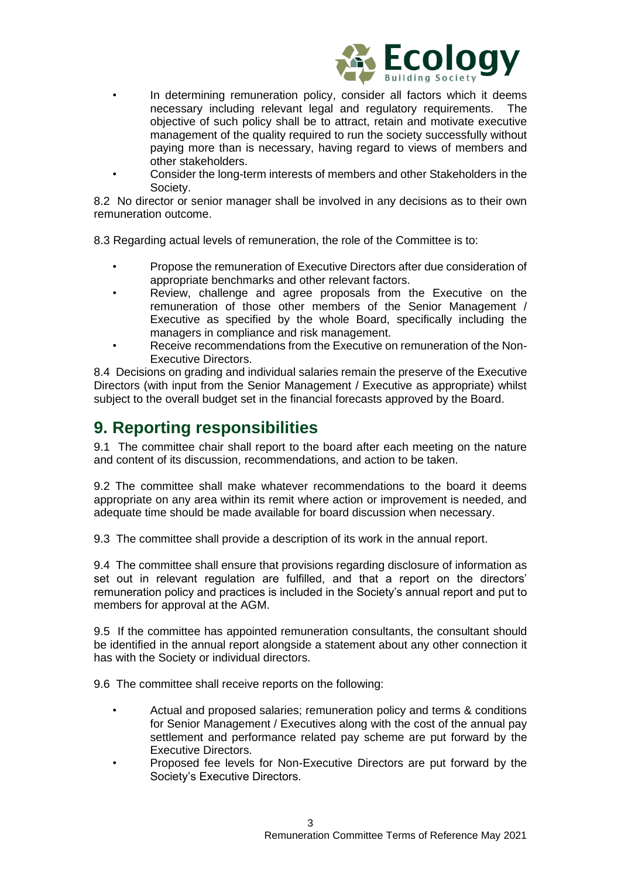- In determining remuneration policy, consider all factors which it deems necessary including relevant legal and regulatory requirements. The objective of such policy shall be to attract, retain and motivate executive management of the quality required to run the society successfully without paying more than is necessary, having regard to views of members and other stakeholders.
- Consider the long-term interests of members and other Stakeholders in the Society.

8.2 No director or senior manager shall be involved in any decisions as to their own remuneration outcome.

8.3 Regarding actual levels of remuneration, the role of the Committee is to:

- Propose the remuneration of Executive Directors after due consideration of appropriate benchmarks and other relevant factors.
- Review, challenge and agree proposals from the Executive on the remuneration of those other members of the Senior Management / Executive as specified by the whole Board, specifically including the managers in compliance and risk management.
- Receive recommendations from the Executive on remuneration of the Non-Executive Directors.

8.4 Decisions on grading and individual salaries remain the preserve of the Executive Directors (with input from the Senior Management / Executive as appropriate) whilst subject to the overall budget set in the financial forecasts approved by the Board.

## 9. Reporting responsibilities

9.1 The committee chair shall report to the board after each meeting on the nature and content of its discussion, recommendations, and action to be taken.

9.2 The committee shall make whatever recommendations to the board it deems appropriate on any area within its remit where action or improvement is needed, and adequate time should be made available for board discussion when necessary.

9.3 The committee shall provide a description of its work in the annual report.

9.4 The committee shall ensure that provisions regarding disclosure of information as set out in relevant regulation are fulfilled, and that a report on the directors' remuneration policy and practices is included in the Society's annual report and put to members for approval at the AGM.

9.5 If the committee has appointed remuneration consultants, the consultant should be identified in the annual report alongside a statement about any other connection it has with the Society or individual directors.

9.6 The committee shall receive reports on the following:

- Actual and proposed salaries; remuneration policy and terms & conditions for Senior Management / Executives along with the cost of the annual pay settlement and performance related pay scheme are put forward by the Executive Directors.
- Proposed fee levels for Non-Executive Directors are put forward by the Society's Executive Directors.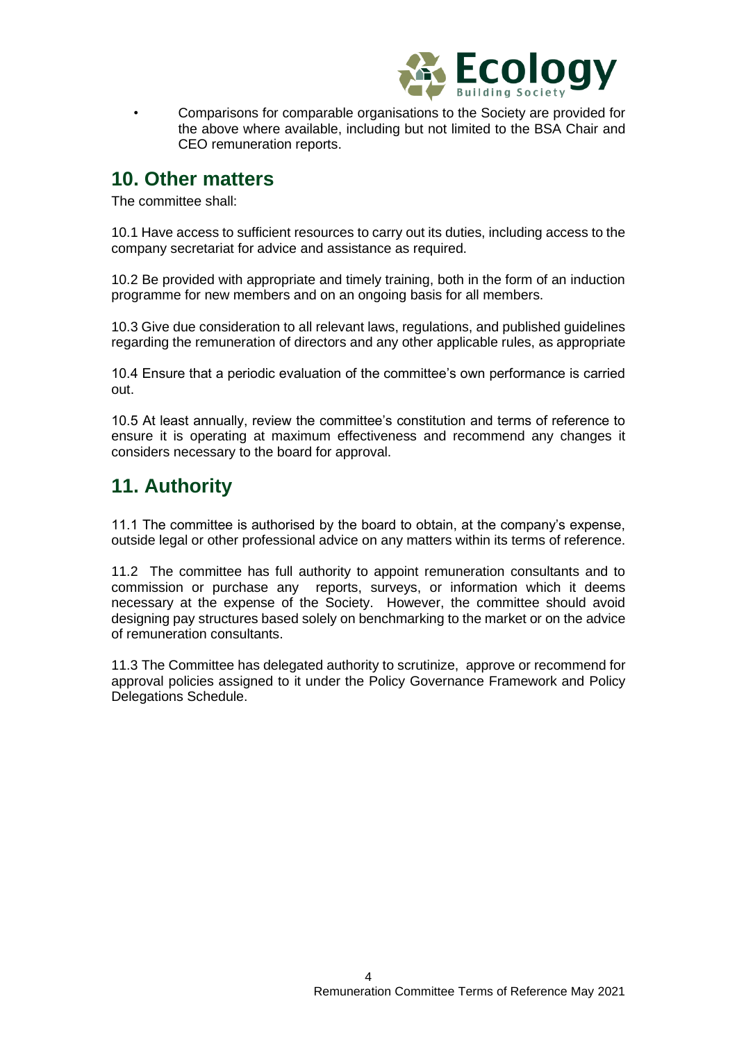- Comparisons for comparable organisations to the Society are provided for the above where available, including but not limited to the BSA Chair and CEO remuneration reports.

## 10. Other matters

The committee shall:

10.1 Have access to sufficient resources to carry out its duties, including access to the company secretariat for advice and assistance as required.

10.2 Be provided with appropriate and timely training, both in the form of an induction programme for new members and on an ongoing basis for all members.

10.3 Give due consideration to all relevant laws, regulations, and published guidelines regarding the remuneration of directors and any other applicable rules, as appropriate

10.4 Ensure that a periodic evaluation of the committee's own performance is carried out.

10.5 At least annually, review the committee's constitution and terms of reference to ensure it is operating at maximum effectiveness and recommend any changes it considers necessary to the board for approval.

## 11. Authority

11.1 The committee is authorised by the board to obtain, at the company's expense, outside legal or other professional advice on any matters within its terms of reference.

11.2 The committee has full authority to appoint remuneration consultants and to commission or purchase any reports, surveys, or information which it deems necessary at the expense of the Society. However, the committee should avoid designing pay structures based solely on benchmarking to the market or on the advice of remuneration consultants.

11.3 The Committee has delegated authority to scrutinize, approve or recommend for approval policies assigned to it under the Policy Governance Framework and Policy Delegations Schedule.